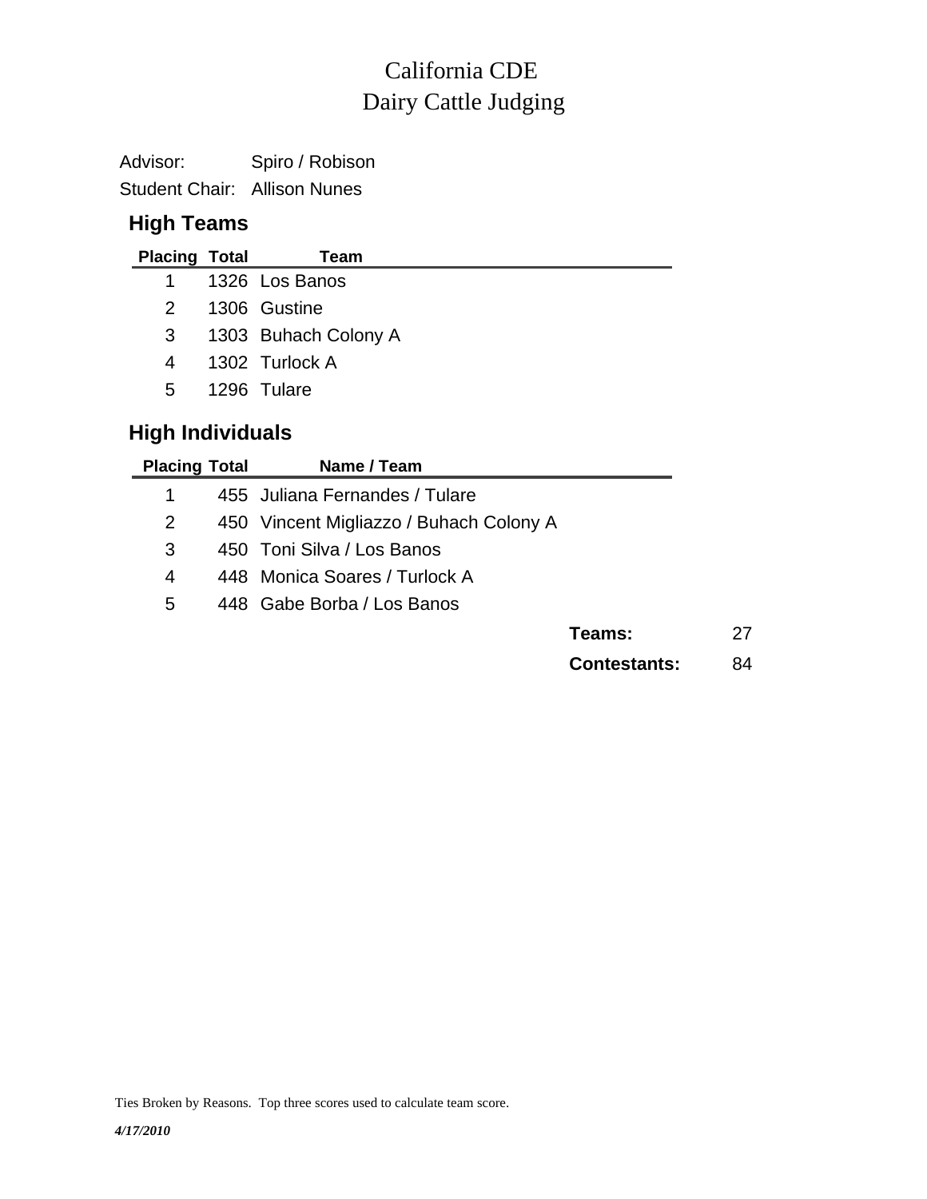# California CDE
# Dairy Cattle Judging

Advisor: Spiro / Robison

Student Chair: Allison Nunes

## High Teams

| Placing | Total | Team |
|---|---|---|
| 1 | 1326 | Los Banos |
| 2 | 1306 | Gustine |
| 3 | 1303 | Buhach Colony A |
| 4 | 1302 | Turlock A |
| 5 | 1296 | Tulare |

## High Individuals

| Placing | Total | Name / Team |
|---|---|---|
| 1 | 455 | Juliana Fernandes / Tulare |
| 2 | 450 | Vincent Migliazzo / Buhach Colony A |
| 3 | 450 | Toni Silva / Los Banos |
| 4 | 448 | Monica Soares / Turlock A |
| 5 | 448 | Gabe Borba / Los Banos |

**Teams:** 27

**Contestants:** 84

Ties Broken by Reasons. Top three scores used to calculate team score.

***4/17/2010***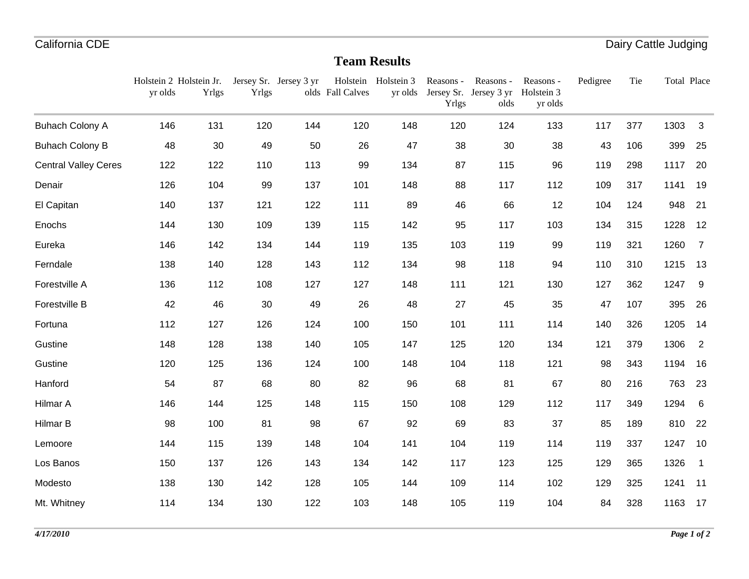## Team Results

| | Holstein 2 yr olds | Holstein Jr. Yrlgs | Jersey Sr. Yrlgs | Jersey 3 yr olds | Holstein Fall Calves | Holstein 3 yr olds | Reasons - Jersey Sr. Yrlgs | Reasons - Jersey 3 yr olds | Reasons - Holstein 3 yr olds | Pedigree | Tie | Total | Place |
|---|---|---|---|---|---|---|---|---|---|---|---|---|---|
| Buhach Colony A | 146 | 131 | 120 | 144 | 120 | 148 | 120 | 124 | 133 | 117 | 377 | 1303 | 3 |
| Buhach Colony B | 48 | 30 | 49 | 50 | 26 | 47 | 38 | 30 | 38 | 43 | 106 | 399 | 25 |
| Central Valley Ceres | 122 | 122 | 110 | 113 | 99 | 134 | 87 | 115 | 96 | 119 | 298 | 1117 | 20 |
| Denair | 126 | 104 | 99 | 137 | 101 | 148 | 88 | 117 | 112 | 109 | 317 | 1141 | 19 |
| El Capitan | 140 | 137 | 121 | 122 | 111 | 89 | 46 | 66 | 12 | 104 | 124 | 948 | 21 |
| Enochs | 144 | 130 | 109 | 139 | 115 | 142 | 95 | 117 | 103 | 134 | 315 | 1228 | 12 |
| Eureka | 146 | 142 | 134 | 144 | 119 | 135 | 103 | 119 | 99 | 119 | 321 | 1260 | 7 |
| Ferndale | 138 | 140 | 128 | 143 | 112 | 134 | 98 | 118 | 94 | 110 | 310 | 1215 | 13 |
| Forestville A | 136 | 112 | 108 | 127 | 127 | 148 | 111 | 121 | 130 | 127 | 362 | 1247 | 9 |
| Forestville B | 42 | 46 | 30 | 49 | 26 | 48 | 27 | 45 | 35 | 47 | 107 | 395 | 26 |
| Fortuna | 112 | 127 | 126 | 124 | 100 | 150 | 101 | 111 | 114 | 140 | 326 | 1205 | 14 |
| Gustine | 148 | 128 | 138 | 140 | 105 | 147 | 125 | 120 | 134 | 121 | 379 | 1306 | 2 |
| Gustine | 120 | 125 | 136 | 124 | 100 | 148 | 104 | 118 | 121 | 98 | 343 | 1194 | 16 |
| Hanford | 54 | 87 | 68 | 80 | 82 | 96 | 68 | 81 | 67 | 80 | 216 | 763 | 23 |
| Hilmar A | 146 | 144 | 125 | 148 | 115 | 150 | 108 | 129 | 112 | 117 | 349 | 1294 | 6 |
| Hilmar B | 98 | 100 | 81 | 98 | 67 | 92 | 69 | 83 | 37 | 85 | 189 | 810 | 22 |
| Lemoore | 144 | 115 | 139 | 148 | 104 | 141 | 104 | 119 | 114 | 119 | 337 | 1247 | 10 |
| Los Banos | 150 | 137 | 126 | 143 | 134 | 142 | 117 | 123 | 125 | 129 | 365 | 1326 | 1 |
| Modesto | 138 | 130 | 142 | 128 | 105 | 144 | 109 | 114 | 102 | 129 | 325 | 1241 | 11 |
| Mt. Whitney | 114 | 134 | 130 | 122 | 103 | 148 | 105 | 119 | 104 | 84 | 328 | 1163 | 17 |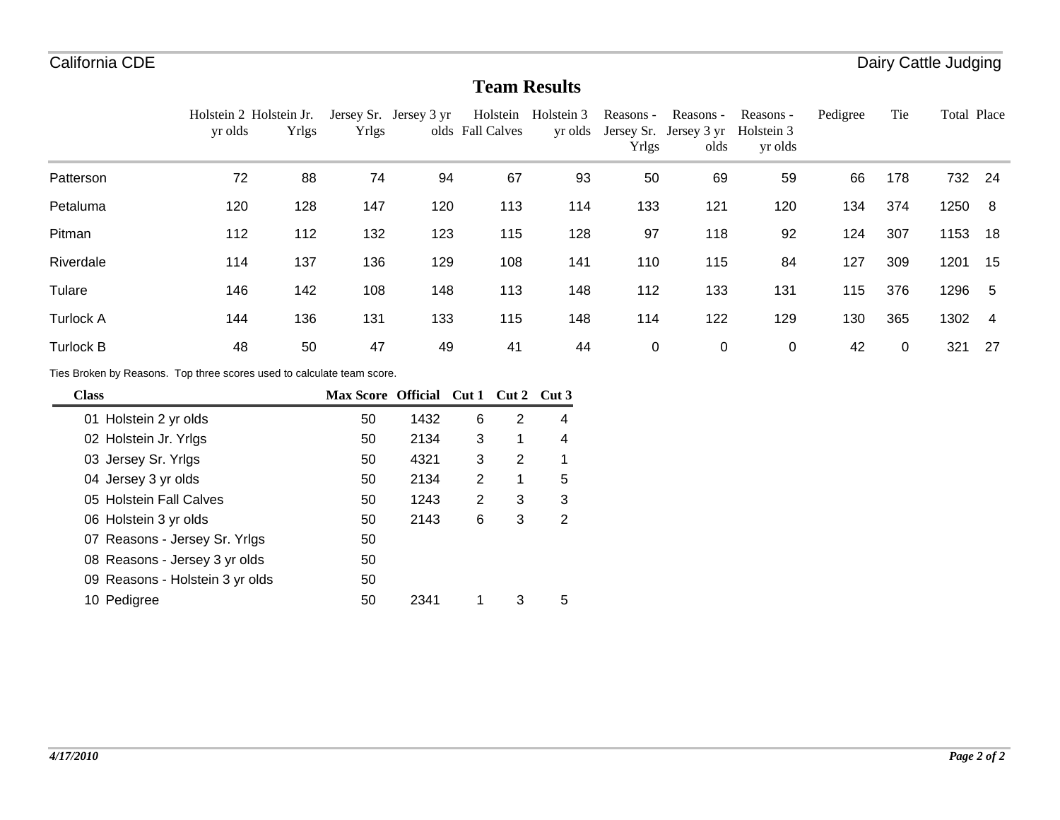California CDE — Dairy Cattle Judging

## Team Results

| | Holstein 2 yr olds | Holstein Jr. Yrlgs | Jersey Sr. Yrlgs | Jersey 3 yr olds | Holstein Fall Calves | Holstein 3 yr olds | Reasons - Jersey Sr. Yrlgs | Reasons - Jersey 3 yr olds | Reasons - Holstein 3 yr olds | Pedigree | Tie | Total | Place |
|---|---|---|---|---|---|---|---|---|---|---|---|---|---|
| Patterson | 72 | 88 | 74 | 94 | 67 | 93 | 50 | 69 | 59 | 66 | 178 | 732 | 24 |
| Petaluma | 120 | 128 | 147 | 120 | 113 | 114 | 133 | 121 | 120 | 134 | 374 | 1250 | 8 |
| Pitman | 112 | 112 | 132 | 123 | 115 | 128 | 97 | 118 | 92 | 124 | 307 | 1153 | 18 |
| Riverdale | 114 | 137 | 136 | 129 | 108 | 141 | 110 | 115 | 84 | 127 | 309 | 1201 | 15 |
| Tulare | 146 | 142 | 108 | 148 | 113 | 148 | 112 | 133 | 131 | 115 | 376 | 1296 | 5 |
| Turlock A | 144 | 136 | 131 | 133 | 115 | 148 | 114 | 122 | 129 | 130 | 365 | 1302 | 4 |
| Turlock B | 48 | 50 | 47 | 49 | 41 | 44 | 0 | 0 | 0 | 42 | 0 | 321 | 27 |

Ties Broken by Reasons. Top three scores used to calculate team score.

| Class | Max Score | Official | Cut 1 | Cut 2 | Cut 3 |
|---|---|---|---|---|---|
| 01 Holstein 2 yr olds | 50 | 1432 | 6 | 2 | 4 |
| 02 Holstein Jr. Yrlgs | 50 | 2134 | 3 | 1 | 4 |
| 03 Jersey Sr. Yrlgs | 50 | 4321 | 3 | 2 | 1 |
| 04 Jersey 3 yr olds | 50 | 2134 | 2 | 1 | 5 |
| 05 Holstein Fall Calves | 50 | 1243 | 2 | 3 | 3 |
| 06 Holstein 3 yr olds | 50 | 2143 | 6 | 3 | 2 |
| 07 Reasons - Jersey Sr. Yrlgs | 50 | | | | |
| 08 Reasons - Jersey 3 yr olds | 50 | | | | |
| 09 Reasons - Holstein 3 yr olds | 50 | | | | |
| 10 Pedigree | 50 | 2341 | 1 | 3 | 5 |

*4/17/2010*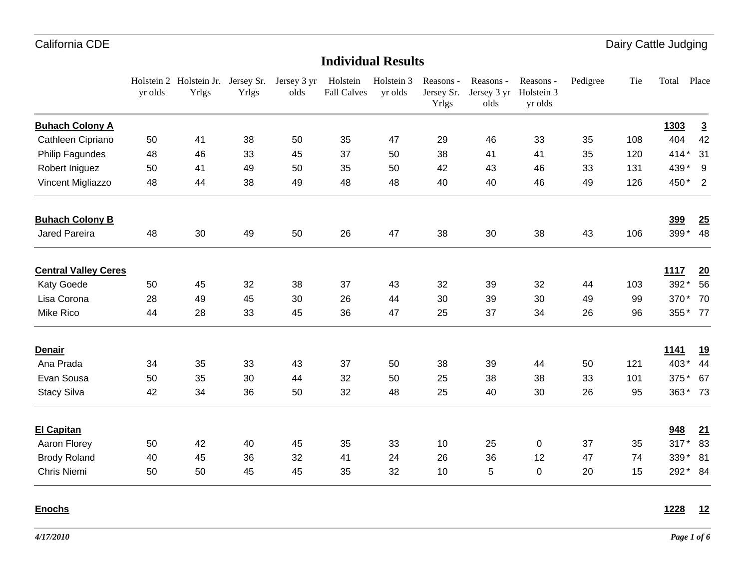## Individual Results

| | Holstein 2 yr olds | Holstein Jr. Yrlgs | Jersey Sr. Yrlgs | Jersey 3 yr olds | Holstein Fall Calves | Holstein 3 yr olds | Reasons - Jersey Sr. Yrlgs | Reasons - Jersey 3 yr olds | Reasons - Holstein 3 yr olds | Pedigree | Tie | Total | Place |
|---|---|---|---|---|---|---|---|---|---|---|---|---|---|
| **Buhach Colony A** | | | | | | | | | | | | **1303** | **3** |
| Cathleen Cipriano | 50 | 41 | 38 | 50 | 35 | 47 | 29 | 46 | 33 | 35 | 108 | 404 | 42 |
| Philip Fagundes | 48 | 46 | 33 | 45 | 37 | 50 | 38 | 41 | 41 | 35 | 120 | 414 * | 31 |
| Robert Iniguez | 50 | 41 | 49 | 50 | 35 | 50 | 42 | 43 | 46 | 33 | 131 | 439 * | 9 |
| Vincent Migliazzo | 48 | 44 | 38 | 49 | 48 | 48 | 40 | 40 | 46 | 49 | 126 | 450 * | 2 |
| **Buhach Colony B** | | | | | | | | | | | | **399** | **25** |
| Jared Pareira | 48 | 30 | 49 | 50 | 26 | 47 | 38 | 30 | 38 | 43 | 106 | 399 * | 48 |
| **Central Valley Ceres** | | | | | | | | | | | | **1117** | **20** |
| Katy Goede | 50 | 45 | 32 | 38 | 37 | 43 | 32 | 39 | 32 | 44 | 103 | 392 * | 56 |
| Lisa Corona | 28 | 49 | 45 | 30 | 26 | 44 | 30 | 39 | 30 | 49 | 99 | 370 * | 70 |
| Mike Rico | 44 | 28 | 33 | 45 | 36 | 47 | 25 | 37 | 34 | 26 | 96 | 355 * | 77 |
| **Denair** | | | | | | | | | | | | **1141** | **19** |
| Ana Prada | 34 | 35 | 33 | 43 | 37 | 50 | 38 | 39 | 44 | 50 | 121 | 403 * | 44 |
| Evan Sousa | 50 | 35 | 30 | 44 | 32 | 50 | 25 | 38 | 38 | 33 | 101 | 375 * | 67 |
| Stacy Silva | 42 | 34 | 36 | 50 | 32 | 48 | 25 | 40 | 30 | 26 | 95 | 363 * | 73 |
| **El Capitan** | | | | | | | | | | | | **948** | **21** |
| Aaron Florey | 50 | 42 | 40 | 45 | 35 | 33 | 10 | 25 | 0 | 37 | 35 | 317 * | 83 |
| Brody Roland | 40 | 45 | 36 | 32 | 41 | 24 | 26 | 36 | 12 | 47 | 74 | 339 * | 81 |
| Chris Niemi | 50 | 50 | 45 | 45 | 35 | 32 | 10 | 5 | 0 | 20 | 15 | 292 * | 84 |
| **Enochs** | | | | | | | | | | | | **1228** | **12** |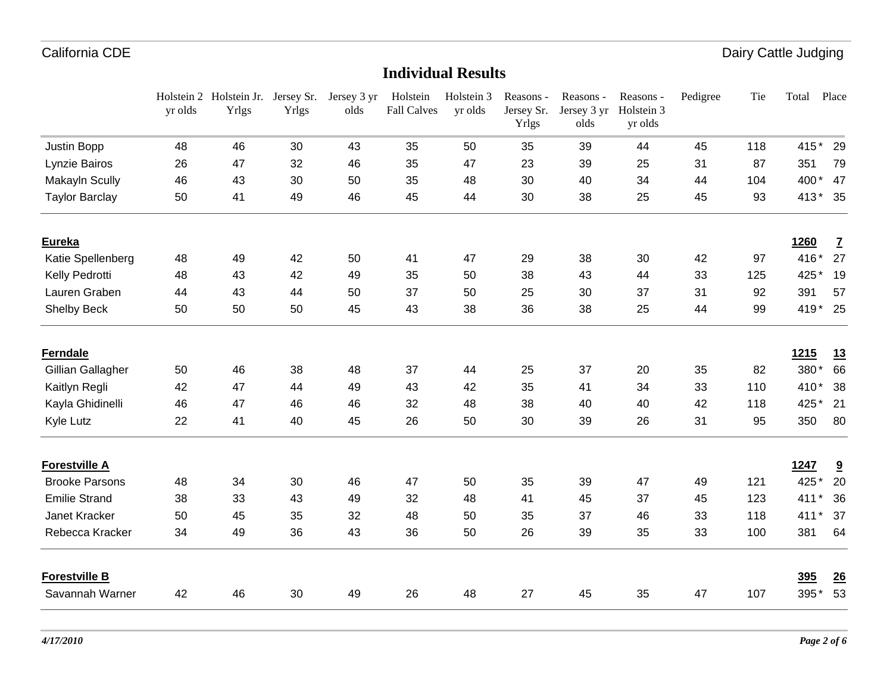## Individual Results

| | Holstein 2 yr olds | Holstein Jr. Yrlgs | Jersey Sr. Yrlgs | Jersey 3 yr olds | Holstein Fall Calves | Holstein 3 yr olds | Reasons - Jersey Sr. Yrlgs | Reasons - Jersey 3 yr olds | Reasons - Holstein 3 yr olds | Pedigree | Tie | Total | Place |
|---|---|---|---|---|---|---|---|---|---|---|---|---|---|
| Justin Bopp | 48 | 46 | 30 | 43 | 35 | 50 | 35 | 39 | 44 | 45 | 118 | 415 * | 29 |
| Lynzie Bairos | 26 | 47 | 32 | 46 | 35 | 47 | 23 | 39 | 25 | 31 | 87 | 351 | 79 |
| Makayln Scully | 46 | 43 | 30 | 50 | 35 | 48 | 30 | 40 | 34 | 44 | 104 | 400 * | 47 |
| Taylor Barclay | 50 | 41 | 49 | 46 | 45 | 44 | 30 | 38 | 25 | 45 | 93 | 413 * | 35 |
| **Eureka** | | | | | | | | | | | | **1260** | **7** |
| Katie Spellenberg | 48 | 49 | 42 | 50 | 41 | 47 | 29 | 38 | 30 | 42 | 97 | 416 * | 27 |
| Kelly Pedrotti | 48 | 43 | 42 | 49 | 35 | 50 | 38 | 43 | 44 | 33 | 125 | 425 * | 19 |
| Lauren Graben | 44 | 43 | 44 | 50 | 37 | 50 | 25 | 30 | 37 | 31 | 92 | 391 | 57 |
| Shelby Beck | 50 | 50 | 50 | 45 | 43 | 38 | 36 | 38 | 25 | 44 | 99 | 419 * | 25 |
| **Ferndale** | | | | | | | | | | | | **1215** | **13** |
| Gillian Gallagher | 50 | 46 | 38 | 48 | 37 | 44 | 25 | 37 | 20 | 35 | 82 | 380 * | 66 |
| Kaitlyn Regli | 42 | 47 | 44 | 49 | 43 | 42 | 35 | 41 | 34 | 33 | 110 | 410 * | 38 |
| Kayla Ghidinelli | 46 | 47 | 46 | 46 | 32 | 48 | 38 | 40 | 40 | 42 | 118 | 425 * | 21 |
| Kyle Lutz | 22 | 41 | 40 | 45 | 26 | 50 | 30 | 39 | 26 | 31 | 95 | 350 | 80 |
| **Forestville A** | | | | | | | | | | | | **1247** | **9** |
| Brooke Parsons | 48 | 34 | 30 | 46 | 47 | 50 | 35 | 39 | 47 | 49 | 121 | 425 * | 20 |
| Emilie Strand | 38 | 33 | 43 | 49 | 32 | 48 | 41 | 45 | 37 | 45 | 123 | 411 * | 36 |
| Janet Kracker | 50 | 45 | 35 | 32 | 48 | 50 | 35 | 37 | 46 | 33 | 118 | 411 * | 37 |
| Rebecca Kracker | 34 | 49 | 36 | 43 | 36 | 50 | 26 | 39 | 35 | 33 | 100 | 381 | 64 |
| **Forestville B** | | | | | | | | | | | | **395** | **26** |
| Savannah Warner | 42 | 46 | 30 | 49 | 26 | 48 | 27 | 45 | 35 | 47 | 107 | 395 * | 53 |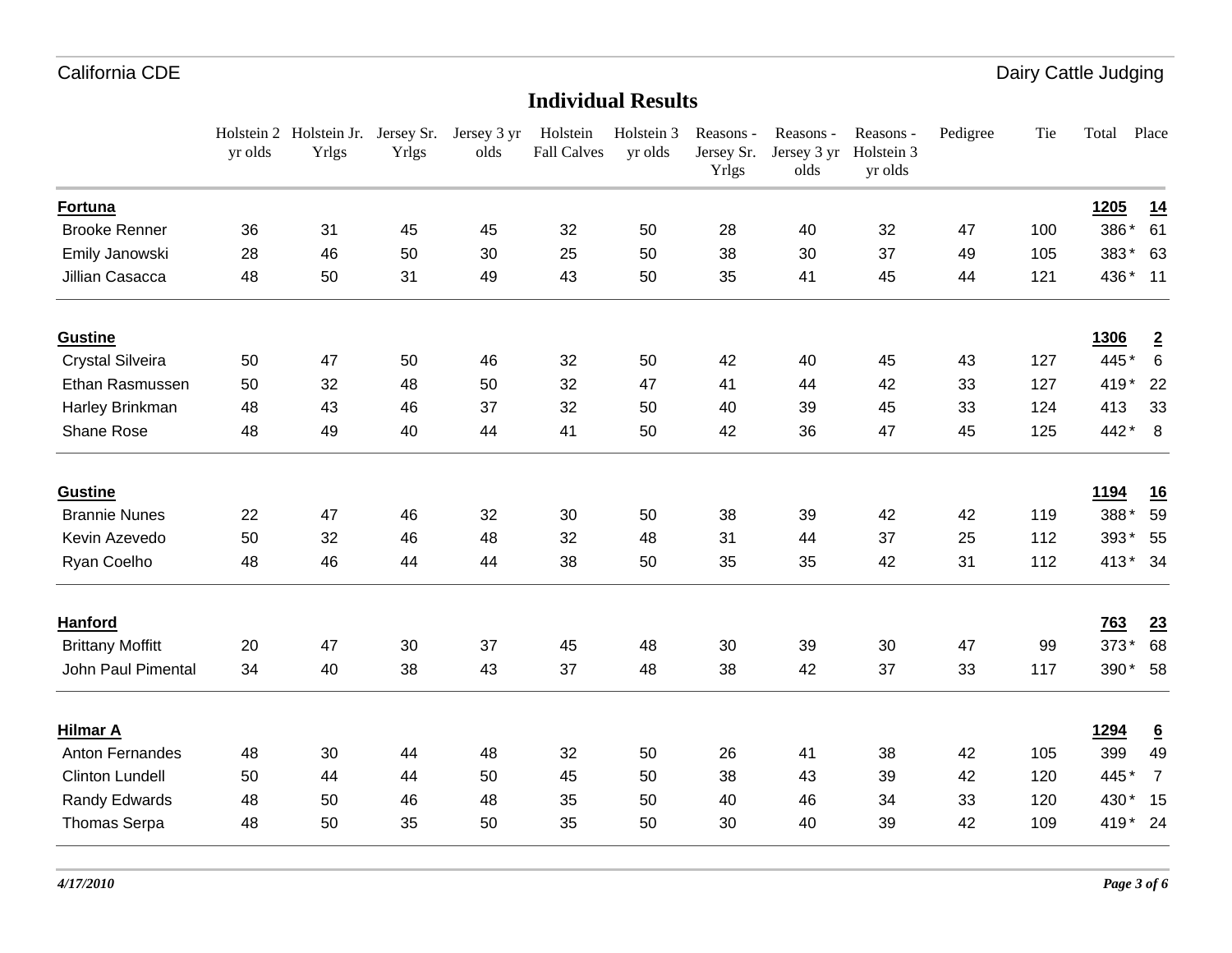# Individual Results

| | Holstein 2 yr olds | Holstein Jr. Yrlgs | Jersey Sr. Yrlgs | Jersey 3 yr olds | Holstein Fall Calves | Holstein 3 yr olds | Reasons - Jersey Sr. Yrlgs | Reasons - Jersey 3 yr olds | Reasons - Holstein 3 yr olds | Pedigree | Tie | Total | Place |
|---|---|---|---|---|---|---|---|---|---|---|---|---|---|
| **Fortuna** | | | | | | | | | | | | **1205** | **14** |
| Brooke Renner | 36 | 31 | 45 | 45 | 32 | 50 | 28 | 40 | 32 | 47 | 100 | 386 * | 61 |
| Emily Janowski | 28 | 46 | 50 | 30 | 25 | 50 | 38 | 30 | 37 | 49 | 105 | 383 * | 63 |
| Jillian Casacca | 48 | 50 | 31 | 49 | 43 | 50 | 35 | 41 | 45 | 44 | 121 | 436 * | 11 |
| **Gustine** | | | | | | | | | | | | **1306** | **2** |
| Crystal Silveira | 50 | 47 | 50 | 46 | 32 | 50 | 42 | 40 | 45 | 43 | 127 | 445 * | 6 |
| Ethan Rasmussen | 50 | 32 | 48 | 50 | 32 | 47 | 41 | 44 | 42 | 33 | 127 | 419 * | 22 |
| Harley Brinkman | 48 | 43 | 46 | 37 | 32 | 50 | 40 | 39 | 45 | 33 | 124 | 413 | 33 |
| Shane Rose | 48 | 49 | 40 | 44 | 41 | 50 | 42 | 36 | 47 | 45 | 125 | 442 * | 8 |
| **Gustine** | | | | | | | | | | | | **1194** | **16** |
| Brannie Nunes | 22 | 47 | 46 | 32 | 30 | 50 | 38 | 39 | 42 | 42 | 119 | 388 * | 59 |
| Kevin Azevedo | 50 | 32 | 46 | 48 | 32 | 48 | 31 | 44 | 37 | 25 | 112 | 393 * | 55 |
| Ryan Coelho | 48 | 46 | 44 | 44 | 38 | 50 | 35 | 35 | 42 | 31 | 112 | 413 * | 34 |
| **Hanford** | | | | | | | | | | | | **763** | **23** |
| Brittany Moffitt | 20 | 47 | 30 | 37 | 45 | 48 | 30 | 39 | 30 | 47 | 99 | 373 * | 68 |
| John Paul Pimental | 34 | 40 | 38 | 43 | 37 | 48 | 38 | 42 | 37 | 33 | 117 | 390 * | 58 |
| **Hilmar A** | | | | | | | | | | | | **1294** | **6** |
| Anton Fernandes | 48 | 30 | 44 | 48 | 32 | 50 | 26 | 41 | 38 | 42 | 105 | 399 | 49 |
| Clinton Lundell | 50 | 44 | 44 | 50 | 45 | 50 | 38 | 43 | 39 | 42 | 120 | 445 * | 7 |
| Randy Edwards | 48 | 50 | 46 | 48 | 35 | 50 | 40 | 46 | 34 | 33 | 120 | 430 * | 15 |
| Thomas Serpa | 48 | 50 | 35 | 50 | 35 | 50 | 30 | 40 | 39 | 42 | 109 | 419 * | 24 |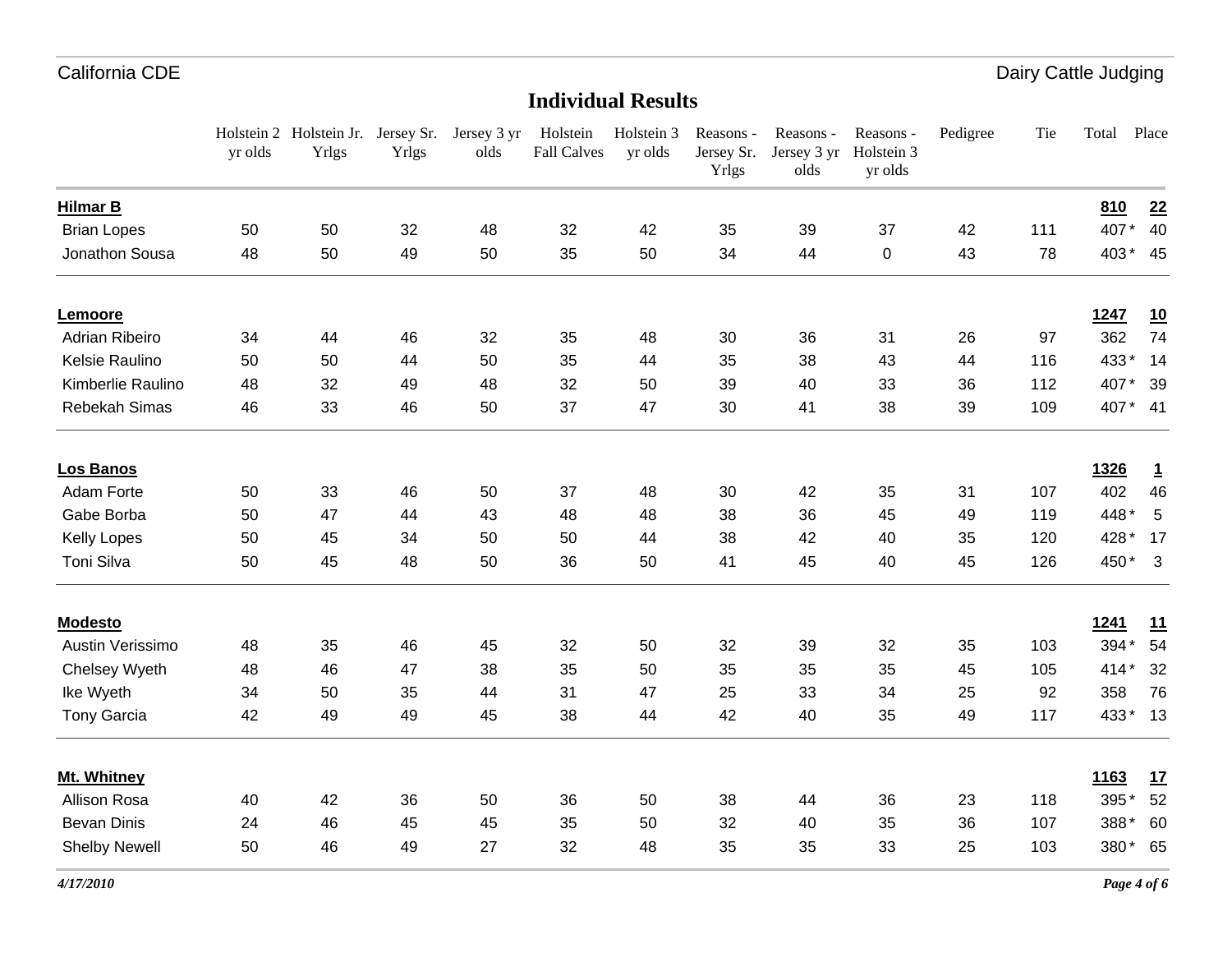## Individual Results

| | Holstein 2 yr olds | Holstein Jr. Yrlgs | Jersey Sr. Yrlgs | Jersey 3 yr olds | Holstein Fall Calves | Holstein 3 yr olds | Reasons - Jersey Sr. Yrlgs | Reasons - Jersey 3 yr olds | Reasons - Holstein 3 yr olds | Pedigree | Tie | Total | Place |
|---|---|---|---|---|---|---|---|---|---|---|---|---|---|
| **Hilmar B** | | | | | | | | | | | | **810** | **22** |
| Brian Lopes | 50 | 50 | 32 | 48 | 32 | 42 | 35 | 39 | 37 | 42 | 111 | 407* | 40 |
| Jonathon Sousa | 48 | 50 | 49 | 50 | 35 | 50 | 34 | 44 | 0 | 43 | 78 | 403* | 45 |
| **Lemoore** | | | | | | | | | | | | **1247** | **10** |
| Adrian Ribeiro | 34 | 44 | 46 | 32 | 35 | 48 | 30 | 36 | 31 | 26 | 97 | 362 | 74 |
| Kelsie Raulino | 50 | 50 | 44 | 50 | 35 | 44 | 35 | 38 | 43 | 44 | 116 | 433* | 14 |
| Kimberlie Raulino | 48 | 32 | 49 | 48 | 32 | 50 | 39 | 40 | 33 | 36 | 112 | 407* | 39 |
| Rebekah Simas | 46 | 33 | 46 | 50 | 37 | 47 | 30 | 41 | 38 | 39 | 109 | 407* | 41 |
| **Los Banos** | | | | | | | | | | | | **1326** | **1** |
| Adam Forte | 50 | 33 | 46 | 50 | 37 | 48 | 30 | 42 | 35 | 31 | 107 | 402 | 46 |
| Gabe Borba | 50 | 47 | 44 | 43 | 48 | 48 | 38 | 36 | 45 | 49 | 119 | 448* | 5 |
| Kelly Lopes | 50 | 45 | 34 | 50 | 50 | 44 | 38 | 42 | 40 | 35 | 120 | 428* | 17 |
| Toni Silva | 50 | 45 | 48 | 50 | 36 | 50 | 41 | 45 | 40 | 45 | 126 | 450* | 3 |
| **Modesto** | | | | | | | | | | | | **1241** | **11** |
| Austin Verissimo | 48 | 35 | 46 | 45 | 32 | 50 | 32 | 39 | 32 | 35 | 103 | 394* | 54 |
| Chelsey Wyeth | 48 | 46 | 47 | 38 | 35 | 50 | 35 | 35 | 35 | 45 | 105 | 414* | 32 |
| Ike Wyeth | 34 | 50 | 35 | 44 | 31 | 47 | 25 | 33 | 34 | 25 | 92 | 358 | 76 |
| Tony Garcia | 42 | 49 | 49 | 45 | 38 | 44 | 42 | 40 | 35 | 49 | 117 | 433* | 13 |
| **Mt. Whitney** | | | | | | | | | | | | **1163** | **17** |
| Allison Rosa | 40 | 42 | 36 | 50 | 36 | 50 | 38 | 44 | 36 | 23 | 118 | 395* | 52 |
| Bevan Dinis | 24 | 46 | 45 | 45 | 35 | 50 | 32 | 40 | 35 | 36 | 107 | 388* | 60 |
| Shelby Newell | 50 | 46 | 49 | 27 | 32 | 48 | 35 | 35 | 33 | 25 | 103 | 380* | 65 |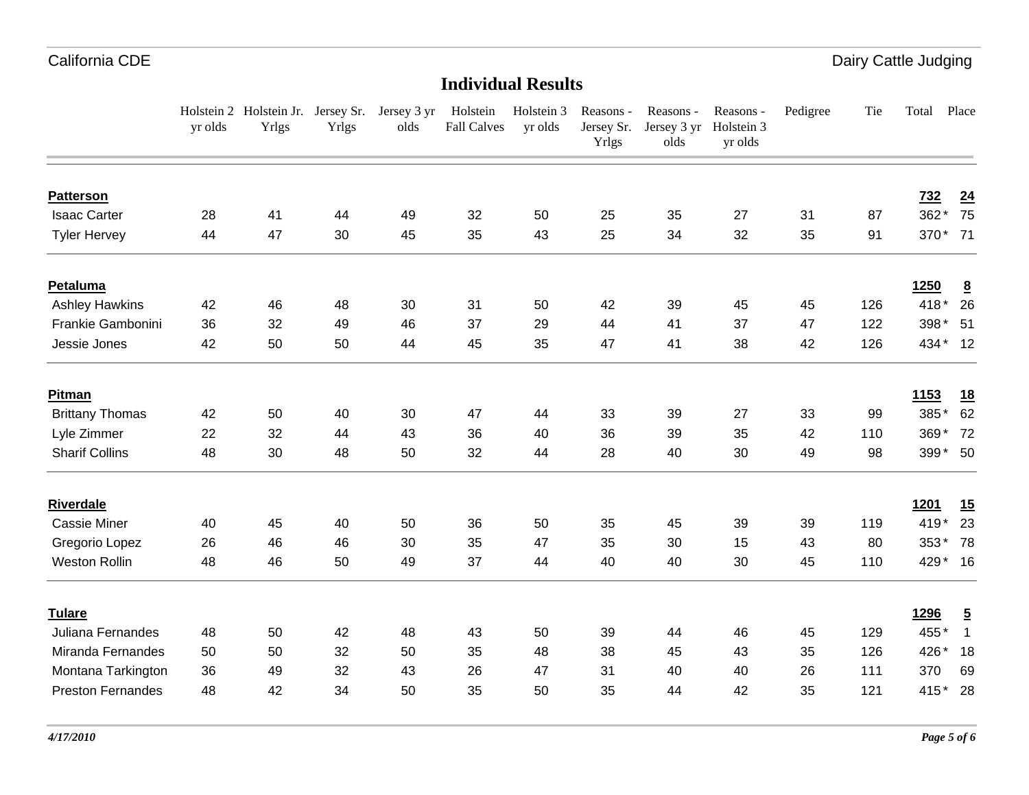## Individual Results

| | Holstein 2 yr olds | Holstein Jr. Yrlgs | Jersey Sr. Yrlgs | Jersey 3 yr olds | Holstein Fall Calves | Holstein 3 yr olds | Reasons - Jersey Sr. Yrlgs | Reasons - Jersey 3 yr olds | Reasons - Holstein 3 yr olds | Pedigree | Tie | Total | Place |
|---|---|---|---|---|---|---|---|---|---|---|---|---|---|
| **Patterson** | | | | | | | | | | | | **732** | **24** |
| Isaac Carter | 28 | 41 | 44 | 49 | 32 | 50 | 25 | 35 | 27 | 31 | 87 | 362 * | 75 |
| Tyler Hervey | 44 | 47 | 30 | 45 | 35 | 43 | 25 | 34 | 32 | 35 | 91 | 370 * | 71 |
| **Petaluma** | | | | | | | | | | | | **1250** | **8** |
| Ashley Hawkins | 42 | 46 | 48 | 30 | 31 | 50 | 42 | 39 | 45 | 45 | 126 | 418 * | 26 |
| Frankie Gambonini | 36 | 32 | 49 | 46 | 37 | 29 | 44 | 41 | 37 | 47 | 122 | 398 * | 51 |
| Jessie Jones | 42 | 50 | 50 | 44 | 45 | 35 | 47 | 41 | 38 | 42 | 126 | 434 * | 12 |
| **Pitman** | | | | | | | | | | | | **1153** | **18** |
| Brittany Thomas | 42 | 50 | 40 | 30 | 47 | 44 | 33 | 39 | 27 | 33 | 99 | 385 * | 62 |
| Lyle Zimmer | 22 | 32 | 44 | 43 | 36 | 40 | 36 | 39 | 35 | 42 | 110 | 369 * | 72 |
| Sharif Collins | 48 | 30 | 48 | 50 | 32 | 44 | 28 | 40 | 30 | 49 | 98 | 399 * | 50 |
| **Riverdale** | | | | | | | | | | | | **1201** | **15** |
| Cassie Miner | 40 | 45 | 40 | 50 | 36 | 50 | 35 | 45 | 39 | 39 | 119 | 419 * | 23 |
| Gregorio Lopez | 26 | 46 | 46 | 30 | 35 | 47 | 35 | 30 | 15 | 43 | 80 | 353 * | 78 |
| Weston Rollin | 48 | 46 | 50 | 49 | 37 | 44 | 40 | 40 | 30 | 45 | 110 | 429 * | 16 |
| **Tulare** | | | | | | | | | | | | **1296** | **5** |
| Juliana Fernandes | 48 | 50 | 42 | 48 | 43 | 50 | 39 | 44 | 46 | 45 | 129 | 455 * | 1 |
| Miranda Fernandes | 50 | 50 | 32 | 50 | 35 | 48 | 38 | 45 | 43 | 35 | 126 | 426 * | 18 |
| Montana Tarkington | 36 | 49 | 32 | 43 | 26 | 47 | 31 | 40 | 40 | 26 | 111 | 370 | 69 |
| Preston Fernandes | 48 | 42 | 34 | 50 | 35 | 50 | 35 | 44 | 42 | 35 | 121 | 415 * | 28 |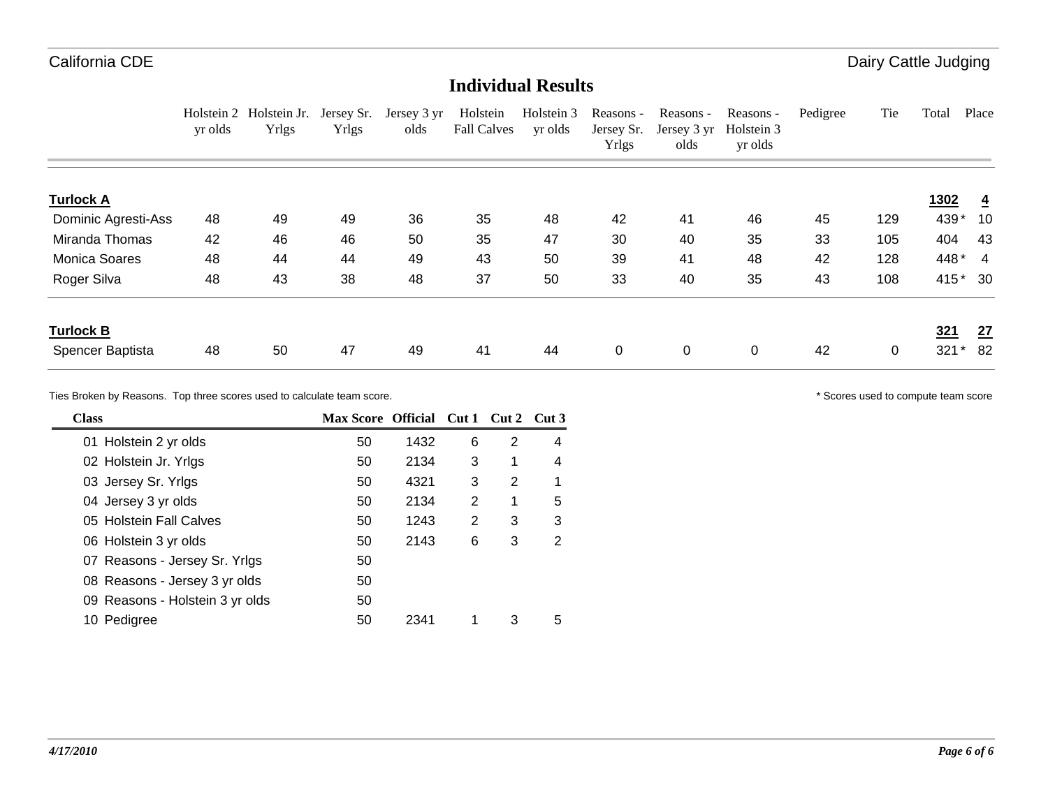California CDE — Dairy Cattle Judging

# Individual Results

| | Holstein 2 yr olds | Holstein Jr. Yrlgs | Jersey Sr. Yrlgs | Jersey 3 yr olds | Holstein Fall Calves | Holstein 3 yr olds | Reasons - Jersey Sr. Yrlgs | Reasons - Jersey 3 yr olds | Reasons - Holstein 3 yr olds | Pedigree | Tie | Total | Place |
|---|---|---|---|---|---|---|---|---|---|---|---|---|---|
| **Turlock A** | | | | | | | | | | | | **1302** | **4** |
| Dominic Agresti-Ass | 48 | 49 | 49 | 36 | 35 | 48 | 42 | 41 | 46 | 45 | 129 | 439* | 10 |
| Miranda Thomas | 42 | 46 | 46 | 50 | 35 | 47 | 30 | 40 | 35 | 33 | 105 | 404 | 43 |
| Monica Soares | 48 | 44 | 44 | 49 | 43 | 50 | 39 | 41 | 48 | 42 | 128 | 448* | 4 |
| Roger Silva | 48 | 43 | 38 | 48 | 37 | 50 | 33 | 40 | 35 | 43 | 108 | 415* | 30 |
| **Turlock B** | | | | | | | | | | | | **321** | **27** |
| Spencer Baptista | 48 | 50 | 47 | 49 | 41 | 44 | 0 | 0 | 0 | 42 | 0 | 321* | 82 |

Ties Broken by Reasons. Top three scores used to calculate team score.

* Scores used to compute team score

| Class | Max Score | Official | Cut 1 | Cut 2 | Cut 3 |
|---|---|---|---|---|---|
| 01 Holstein 2 yr olds | 50 | 1432 | 6 | 2 | 4 |
| 02 Holstein Jr. Yrlgs | 50 | 2134 | 3 | 1 | 4 |
| 03 Jersey Sr. Yrlgs | 50 | 4321 | 3 | 2 | 1 |
| 04 Jersey 3 yr olds | 50 | 2134 | 2 | 1 | 5 |
| 05 Holstein Fall Calves | 50 | 1243 | 2 | 3 | 3 |
| 06 Holstein 3 yr olds | 50 | 2143 | 6 | 3 | 2 |
| 07 Reasons - Jersey Sr. Yrlgs | 50 | | | | |
| 08 Reasons - Jersey 3 yr olds | 50 | | | | |
| 09 Reasons - Holstein 3 yr olds | 50 | | | | |
| 10 Pedigree | 50 | 2341 | 1 | 3 | 5 |

*4/17/2010*